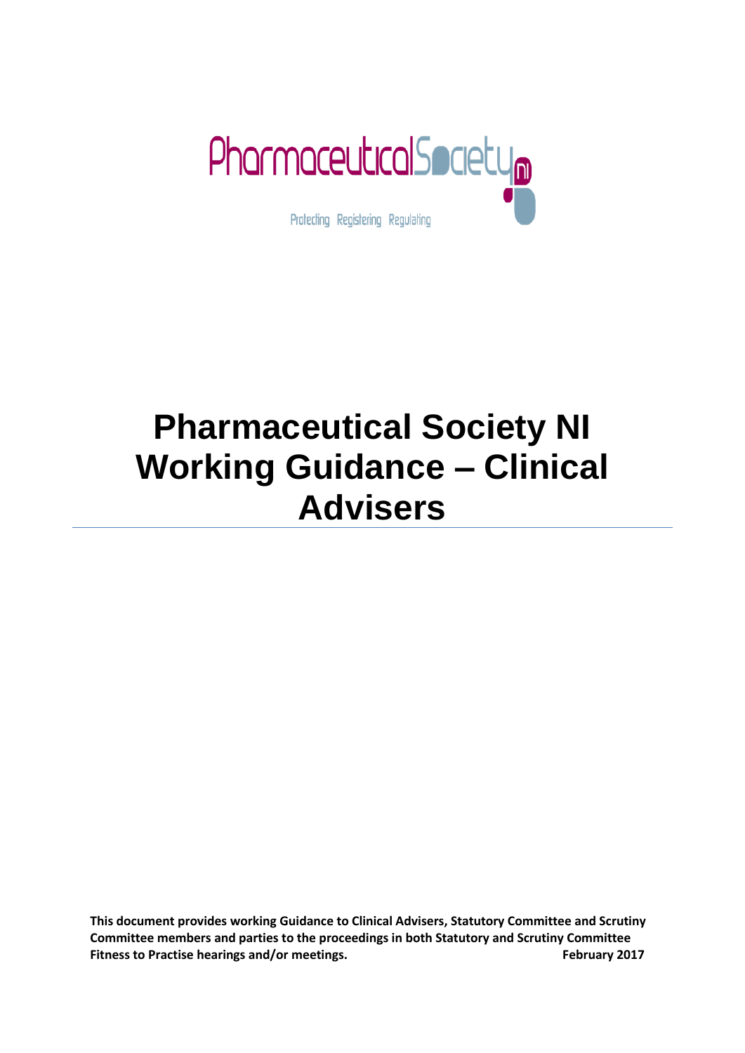PharmaceuticalSociety NI

Protecting Registering Regulating

# Pharmaceutical Society NI Working Guidance – Clinical Advisers

**This document provides working Guidance to Clinical Advisers, Statutory Committee and Scrutiny Committee members and parties to the proceedings in both Statutory and Scrutiny Committee Fitness to Practise hearings and/or meetings.**

**February 2017**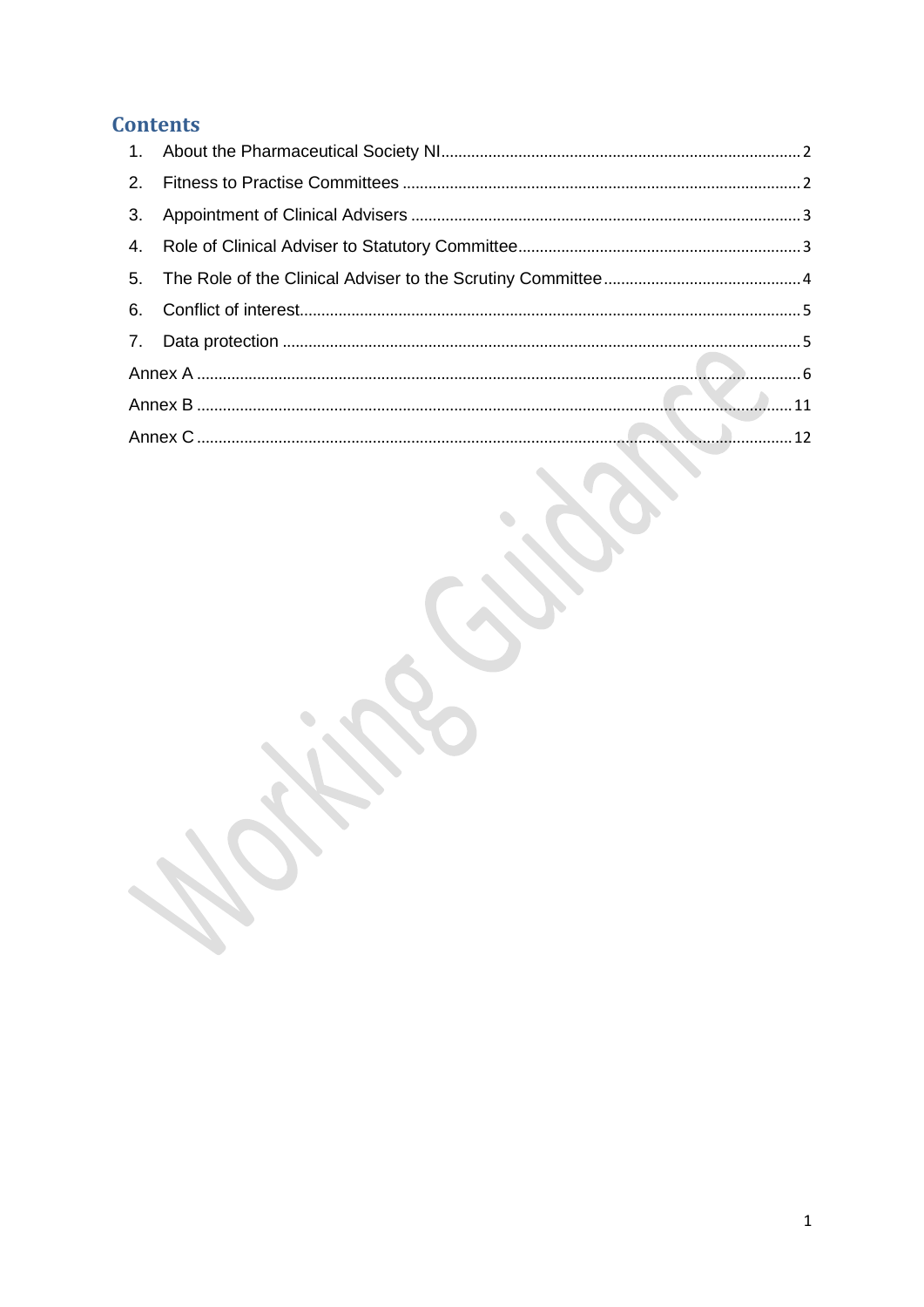## Contents

1. About the Pharmaceutical Society NI ........ 2
2. Fitness to Practise Committees ........ 2
3. Appointment of Clinical Advisers ........ 3
4. Role of Clinical Adviser to Statutory Committee ........ 3
5. The Role of the Clinical Adviser to the Scrutiny Committee ........ 4
6. Conflict of interest ........ 5
7. Data protection ........ 5

Annex A ........ 6

Annex B ........ 11

Annex C ........ 12

Working Guidance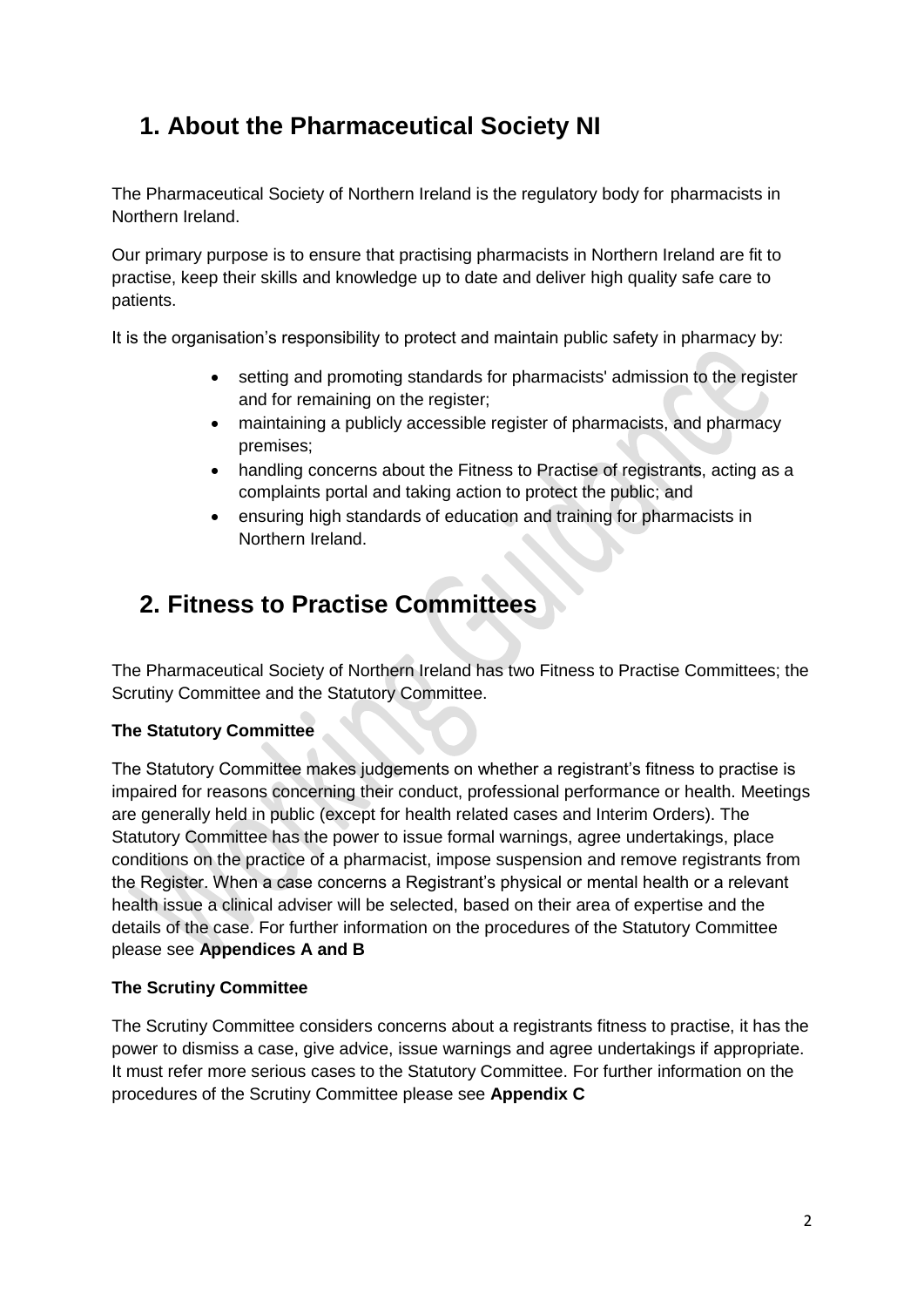## 1. About the Pharmaceutical Society NI

The Pharmaceutical Society of Northern Ireland is the regulatory body for pharmacists in Northern Ireland.

Our primary purpose is to ensure that practising pharmacists in Northern Ireland are fit to practise, keep their skills and knowledge up to date and deliver high quality safe care to patients.

It is the organisation's responsibility to protect and maintain public safety in pharmacy by:

- setting and promoting standards for pharmacists' admission to the register and for remaining on the register;
- maintaining a publicly accessible register of pharmacists, and pharmacy premises;
- handling concerns about the Fitness to Practise of registrants, acting as a complaints portal and taking action to protect the public; and
- ensuring high standards of education and training for pharmacists in Northern Ireland.

## 2. Fitness to Practise Committees

The Pharmaceutical Society of Northern Ireland has two Fitness to Practise Committees; the Scrutiny Committee and the Statutory Committee.

**The Statutory Committee**

The Statutory Committee makes judgements on whether a registrant's fitness to practise is impaired for reasons concerning their conduct, professional performance or health. Meetings are generally held in public (except for health related cases and Interim Orders). The Statutory Committee has the power to issue formal warnings, agree undertakings, place conditions on the practice of a pharmacist, impose suspension and remove registrants from the Register. When a case concerns a Registrant's physical or mental health or a relevant health issue a clinical adviser will be selected, based on their area of expertise and the details of the case. For further information on the procedures of the Statutory Committee please see **Appendices A and B**

**The Scrutiny Committee**

The Scrutiny Committee considers concerns about a registrants fitness to practise, it has the power to dismiss a case, give advice, issue warnings and agree undertakings if appropriate. It must refer more serious cases to the Statutory Committee. For further information on the procedures of the Scrutiny Committee please see **Appendix C**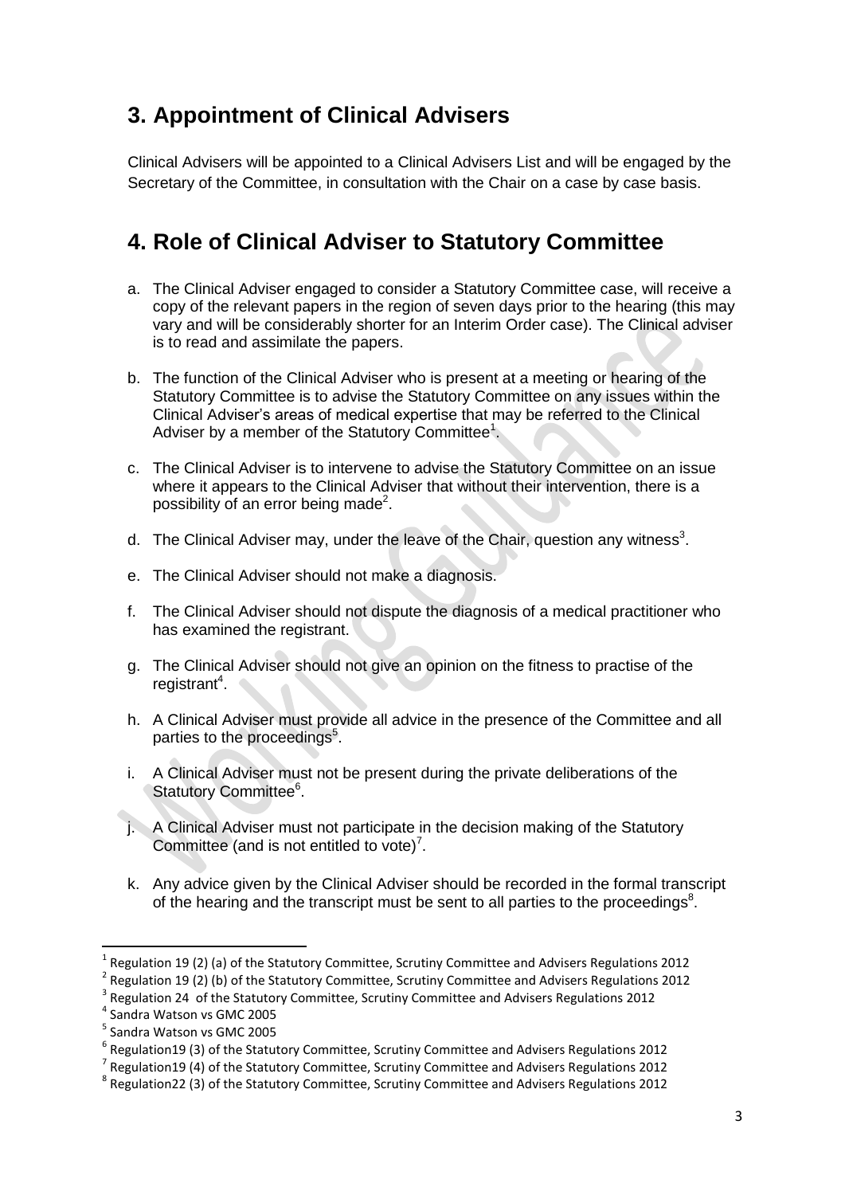## 3. Appointment of Clinical Advisers

Clinical Advisers will be appointed to a Clinical Advisers List and will be engaged by the Secretary of the Committee, in consultation with the Chair on a case by case basis.

## 4. Role of Clinical Adviser to Statutory Committee

a. The Clinical Adviser engaged to consider a Statutory Committee case, will receive a copy of the relevant papers in the region of seven days prior to the hearing (this may vary and will be considerably shorter for an Interim Order case). The Clinical adviser is to read and assimilate the papers.

b. The function of the Clinical Adviser who is present at a meeting or hearing of the Statutory Committee is to advise the Statutory Committee on any issues within the Clinical Adviser's areas of medical expertise that may be referred to the Clinical Adviser by a member of the Statutory Committee[1].

c. The Clinical Adviser is to intervene to advise the Statutory Committee on an issue where it appears to the Clinical Adviser that without their intervention, there is a possibility of an error being made[2].

d. The Clinical Adviser may, under the leave of the Chair, question any witness[3].

e. The Clinical Adviser should not make a diagnosis.

f. The Clinical Adviser should not dispute the diagnosis of a medical practitioner who has examined the registrant.

g. The Clinical Adviser should not give an opinion on the fitness to practise of the registrant[4].

h. A Clinical Adviser must provide all advice in the presence of the Committee and all parties to the proceedings[5].

i. A Clinical Adviser must not be present during the private deliberations of the Statutory Committee[6].

j. A Clinical Adviser must not participate in the decision making of the Statutory Committee (and is not entitled to vote)[7].

k. Any advice given by the Clinical Adviser should be recorded in the formal transcript of the hearing and the transcript must be sent to all parties to the proceedings[8].

---

[1] Regulation 19 (2) (a) of the Statutory Committee, Scrutiny Committee and Advisers Regulations 2012

[2] Regulation 19 (2) (b) of the Statutory Committee, Scrutiny Committee and Advisers Regulations 2012

[3] Regulation 24 of the Statutory Committee, Scrutiny Committee and Advisers Regulations 2012

[4] Sandra Watson vs GMC 2005

[5] Sandra Watson vs GMC 2005

[6] Regulation19 (3) of the Statutory Committee, Scrutiny Committee and Advisers Regulations 2012

[7] Regulation19 (4) of the Statutory Committee, Scrutiny Committee and Advisers Regulations 2012

[8] Regulation22 (3) of the Statutory Committee, Scrutiny Committee and Advisers Regulations 2012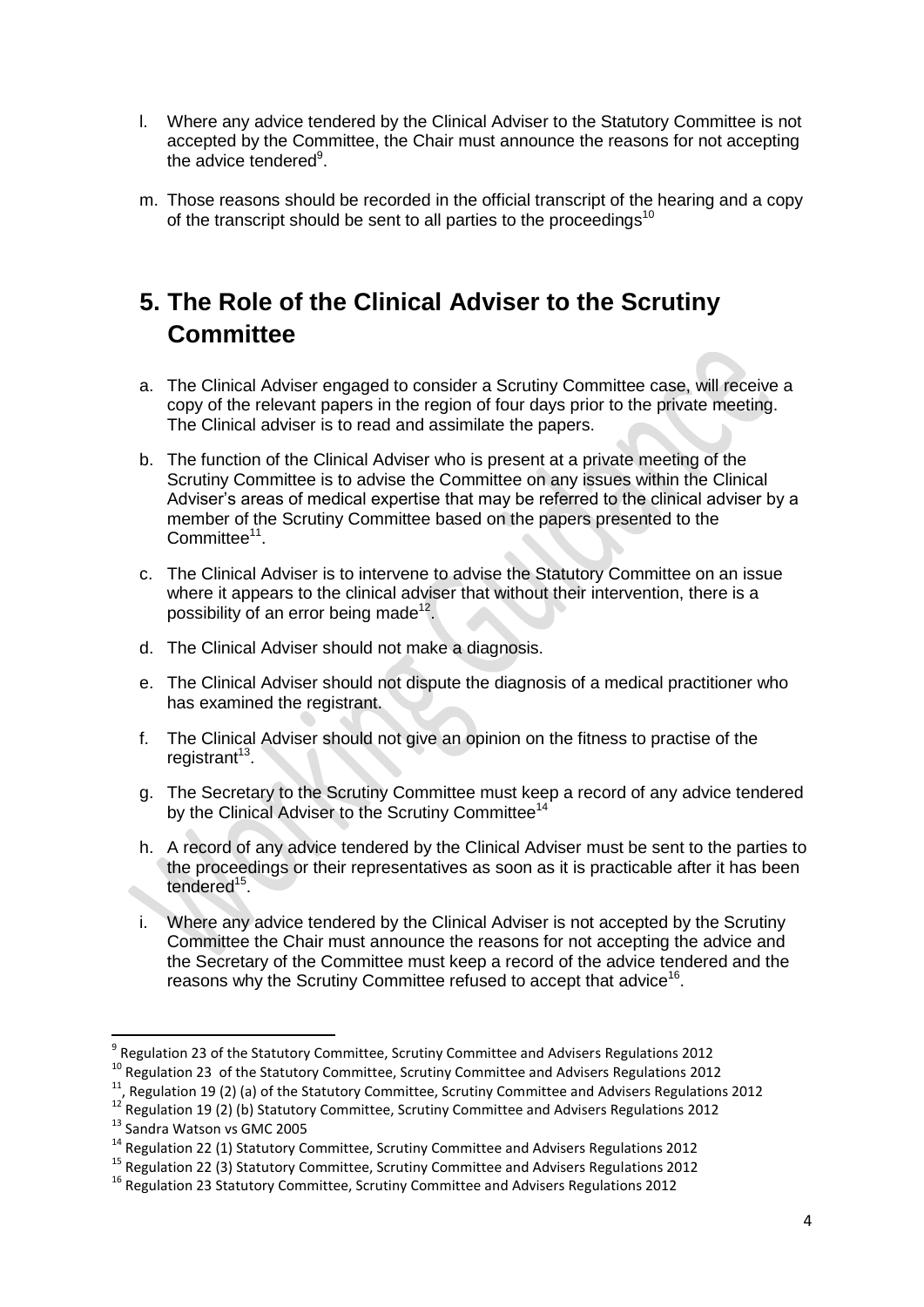l. Where any advice tendered by the Clinical Adviser to the Statutory Committee is not accepted by the Committee, the Chair must announce the reasons for not accepting the advice tendered[9].

m. Those reasons should be recorded in the official transcript of the hearing and a copy of the transcript should be sent to all parties to the proceedings[10]

## 5. The Role of the Clinical Adviser to the Scrutiny Committee

a. The Clinical Adviser engaged to consider a Scrutiny Committee case, will receive a copy of the relevant papers in the region of four days prior to the private meeting. The Clinical adviser is to read and assimilate the papers.

b. The function of the Clinical Adviser who is present at a private meeting of the Scrutiny Committee is to advise the Committee on any issues within the Clinical Adviser's areas of medical expertise that may be referred to the clinical adviser by a member of the Scrutiny Committee based on the papers presented to the Committee[11].

c. The Clinical Adviser is to intervene to advise the Statutory Committee on an issue where it appears to the clinical adviser that without their intervention, there is a possibility of an error being made[12].

d. The Clinical Adviser should not make a diagnosis.

e. The Clinical Adviser should not dispute the diagnosis of a medical practitioner who has examined the registrant.

f. The Clinical Adviser should not give an opinion on the fitness to practise of the registrant[13].

g. The Secretary to the Scrutiny Committee must keep a record of any advice tendered by the Clinical Adviser to the Scrutiny Committee[14]

h. A record of any advice tendered by the Clinical Adviser must be sent to the parties to the proceedings or their representatives as soon as it is practicable after it has been tendered[15].

i. Where any advice tendered by the Clinical Adviser is not accepted by the Scrutiny Committee the Chair must announce the reasons for not accepting the advice and the Secretary of the Committee must keep a record of the advice tendered and the reasons why the Scrutiny Committee refused to accept that advice[16].

---

[9] Regulation 23 of the Statutory Committee, Scrutiny Committee and Advisers Regulations 2012

[10] Regulation 23 of the Statutory Committee, Scrutiny Committee and Advisers Regulations 2012

[11], Regulation 19 (2) (a) of the Statutory Committee, Scrutiny Committee and Advisers Regulations 2012

[12] Regulation 19 (2) (b) Statutory Committee, Scrutiny Committee and Advisers Regulations 2012

[13] Sandra Watson vs GMC 2005

[14] Regulation 22 (1) Statutory Committee, Scrutiny Committee and Advisers Regulations 2012

[15] Regulation 22 (3) Statutory Committee, Scrutiny Committee and Advisers Regulations 2012

[16] Regulation 23 Statutory Committee, Scrutiny Committee and Advisers Regulations 2012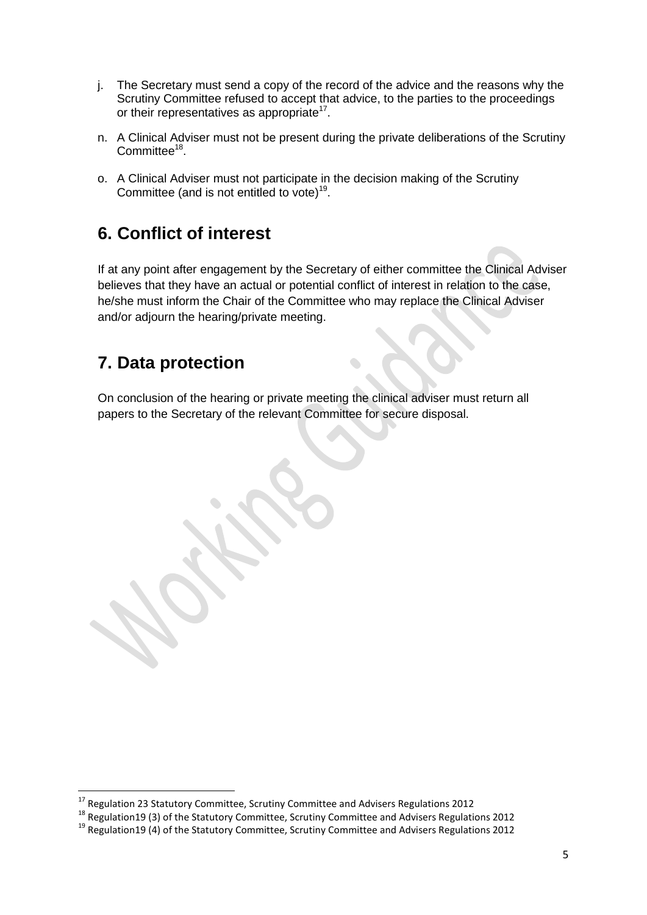j. The Secretary must send a copy of the record of the advice and the reasons why the Scrutiny Committee refused to accept that advice, to the parties to the proceedings or their representatives as appropriate[17].

n. A Clinical Adviser must not be present during the private deliberations of the Scrutiny Committee[18].

o. A Clinical Adviser must not participate in the decision making of the Scrutiny Committee (and is not entitled to vote)[19].

## 6. Conflict of interest

If at any point after engagement by the Secretary of either committee the Clinical Adviser believes that they have an actual or potential conflict of interest in relation to the case, he/she must inform the Chair of the Committee who may replace the Clinical Adviser and/or adjourn the hearing/private meeting.

## 7. Data protection

On conclusion of the hearing or private meeting the clinical adviser must return all papers to the Secretary of the relevant Committee for secure disposal.

---

[17] Regulation 23 Statutory Committee, Scrutiny Committee and Advisers Regulations 2012

[18] Regulation19 (3) of the Statutory Committee, Scrutiny Committee and Advisers Regulations 2012

[19] Regulation19 (4) of the Statutory Committee, Scrutiny Committee and Advisers Regulations 2012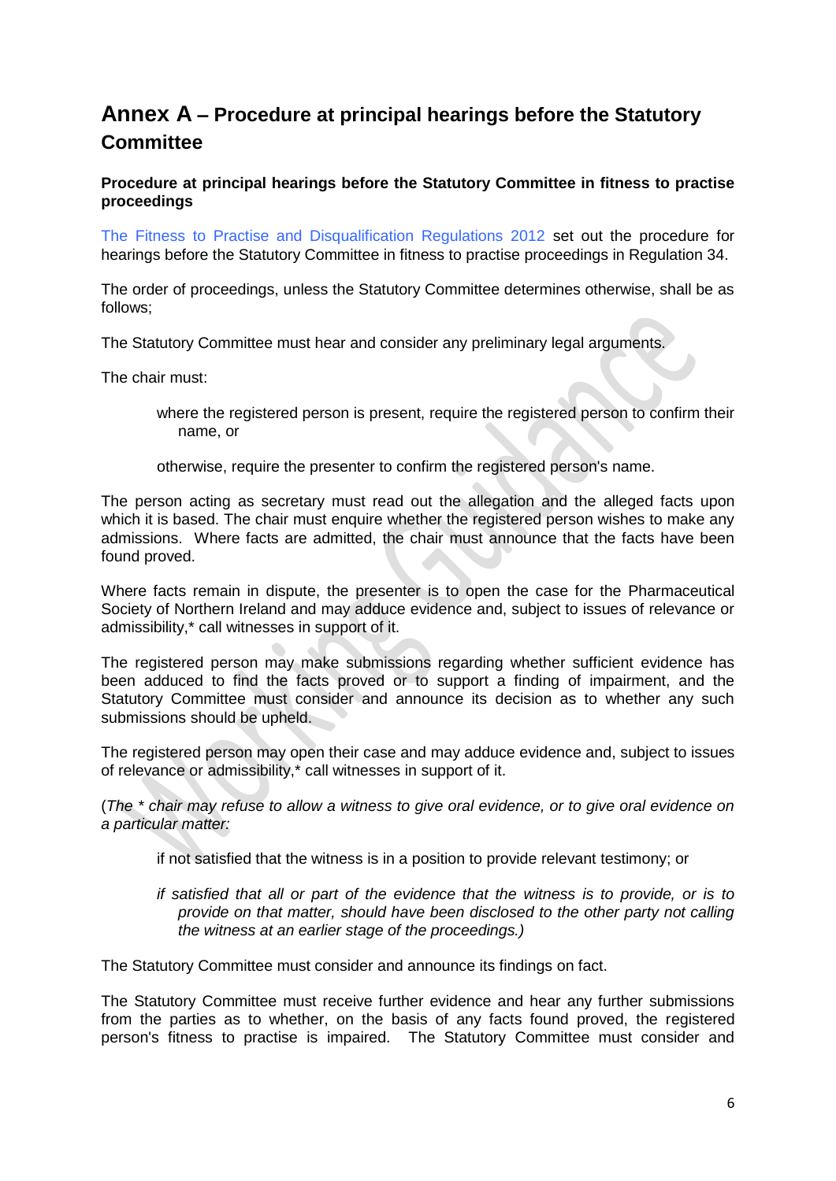## Annex A – Procedure at principal hearings before the Statutory Committee

**Procedure at principal hearings before the Statutory Committee in fitness to practise proceedings**

The Fitness to Practise and Disqualification Regulations 2012 set out the procedure for hearings before the Statutory Committee in fitness to practise proceedings in Regulation 34.

The order of proceedings, unless the Statutory Committee determines otherwise, shall be as follows;

The Statutory Committee must hear and consider any preliminary legal arguments.

The chair must:

> where the registered person is present, require the registered person to confirm their name, or
>
> otherwise, require the presenter to confirm the registered person's name.

The person acting as secretary must read out the allegation and the alleged facts upon which it is based. The chair must enquire whether the registered person wishes to make any admissions. Where facts are admitted, the chair must announce that the facts have been found proved.

Where facts remain in dispute, the presenter is to open the case for the Pharmaceutical Society of Northern Ireland and may adduce evidence and, subject to issues of relevance or admissibility,* call witnesses in support of it.

The registered person may make submissions regarding whether sufficient evidence has been adduced to find the facts proved or to support a finding of impairment, and the Statutory Committee must consider and announce its decision as to whether any such submissions should be upheld.

The registered person may open their case and may adduce evidence and, subject to issues of relevance or admissibility,* call witnesses in support of it.

(*The * chair may refuse to allow a witness to give oral evidence, or to give oral evidence on a particular matter:*

> if not satisfied that the witness is in a position to provide relevant testimony; or
>
> *if satisfied that all or part of the evidence that the witness is to provide, or is to provide on that matter, should have been disclosed to the other party not calling the witness at an earlier stage of the proceedings.*)

The Statutory Committee must consider and announce its findings on fact.

The Statutory Committee must receive further evidence and hear any further submissions from the parties as to whether, on the basis of any facts found proved, the registered person's fitness to practise is impaired. The Statutory Committee must consider and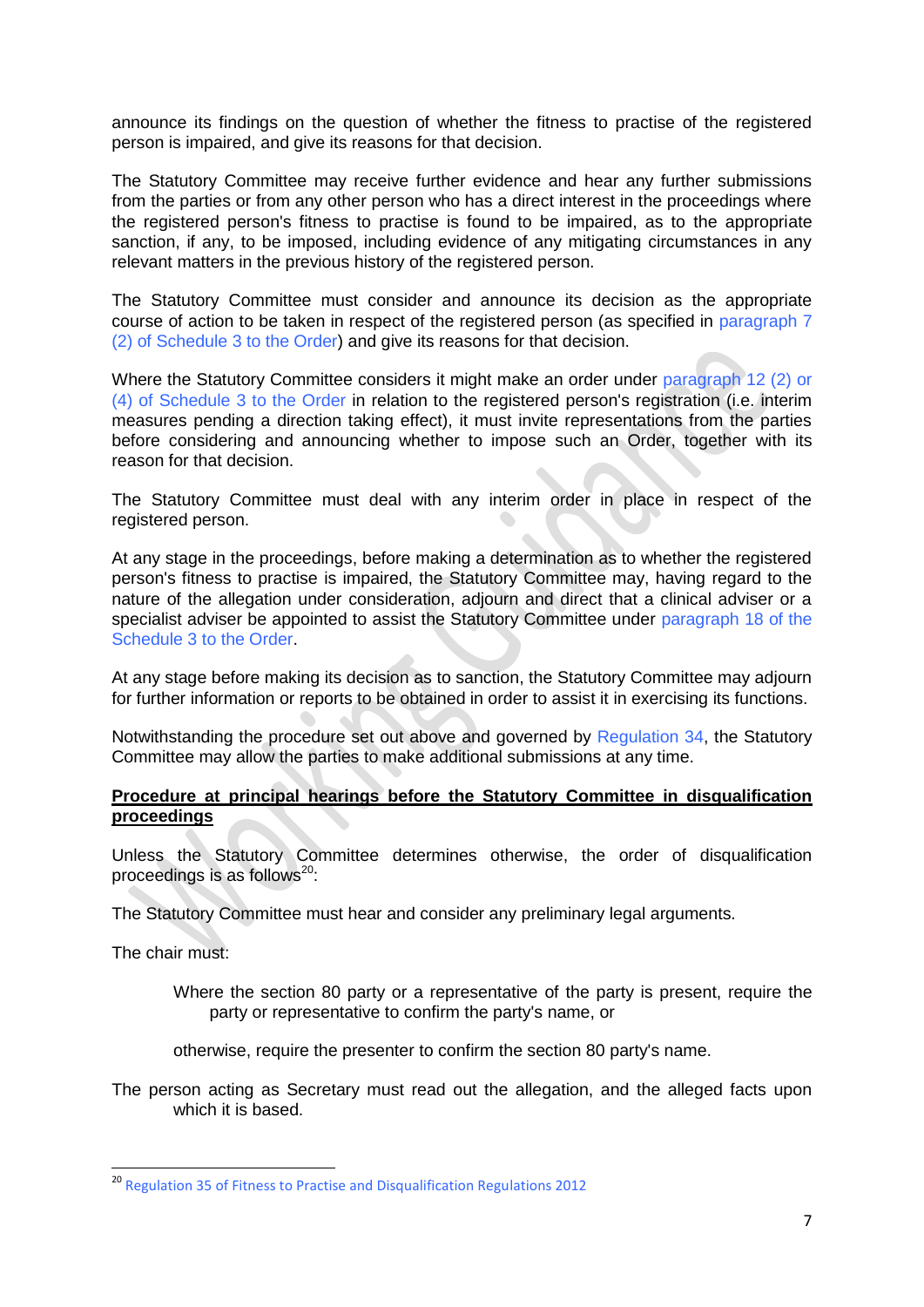announce its findings on the question of whether the fitness to practise of the registered person is impaired, and give its reasons for that decision.

The Statutory Committee may receive further evidence and hear any further submissions from the parties or from any other person who has a direct interest in the proceedings where the registered person's fitness to practise is found to be impaired, as to the appropriate sanction, if any, to be imposed, including evidence of any mitigating circumstances in any relevant matters in the previous history of the registered person.

The Statutory Committee must consider and announce its decision as the appropriate course of action to be taken in respect of the registered person (as specified in paragraph 7 (2) of Schedule 3 to the Order) and give its reasons for that decision.

Where the Statutory Committee considers it might make an order under paragraph 12 (2) or (4) of Schedule 3 to the Order in relation to the registered person's registration (i.e. interim measures pending a direction taking effect), it must invite representations from the parties before considering and announcing whether to impose such an Order, together with its reason for that decision.

The Statutory Committee must deal with any interim order in place in respect of the registered person.

At any stage in the proceedings, before making a determination as to whether the registered person's fitness to practise is impaired, the Statutory Committee may, having regard to the nature of the allegation under consideration, adjourn and direct that a clinical adviser or a specialist adviser be appointed to assist the Statutory Committee under paragraph 18 of the Schedule 3 to the Order.

At any stage before making its decision as to sanction, the Statutory Committee may adjourn for further information or reports to be obtained in order to assist it in exercising its functions.

Notwithstanding the procedure set out above and governed by Regulation 34, the Statutory Committee may allow the parties to make additional submissions at any time.

**Procedure at principal hearings before the Statutory Committee in disqualification proceedings**

Unless the Statutory Committee determines otherwise, the order of disqualification proceedings is as follows[20]:

The Statutory Committee must hear and consider any preliminary legal arguments.

The chair must:

> Where the section 80 party or a representative of the party is present, require the party or representative to confirm the party's name, or
>
> otherwise, require the presenter to confirm the section 80 party's name.

The person acting as Secretary must read out the allegation, and the alleged facts upon which it is based.

---

[20] Regulation 35 of Fitness to Practise and Disqualification Regulations 2012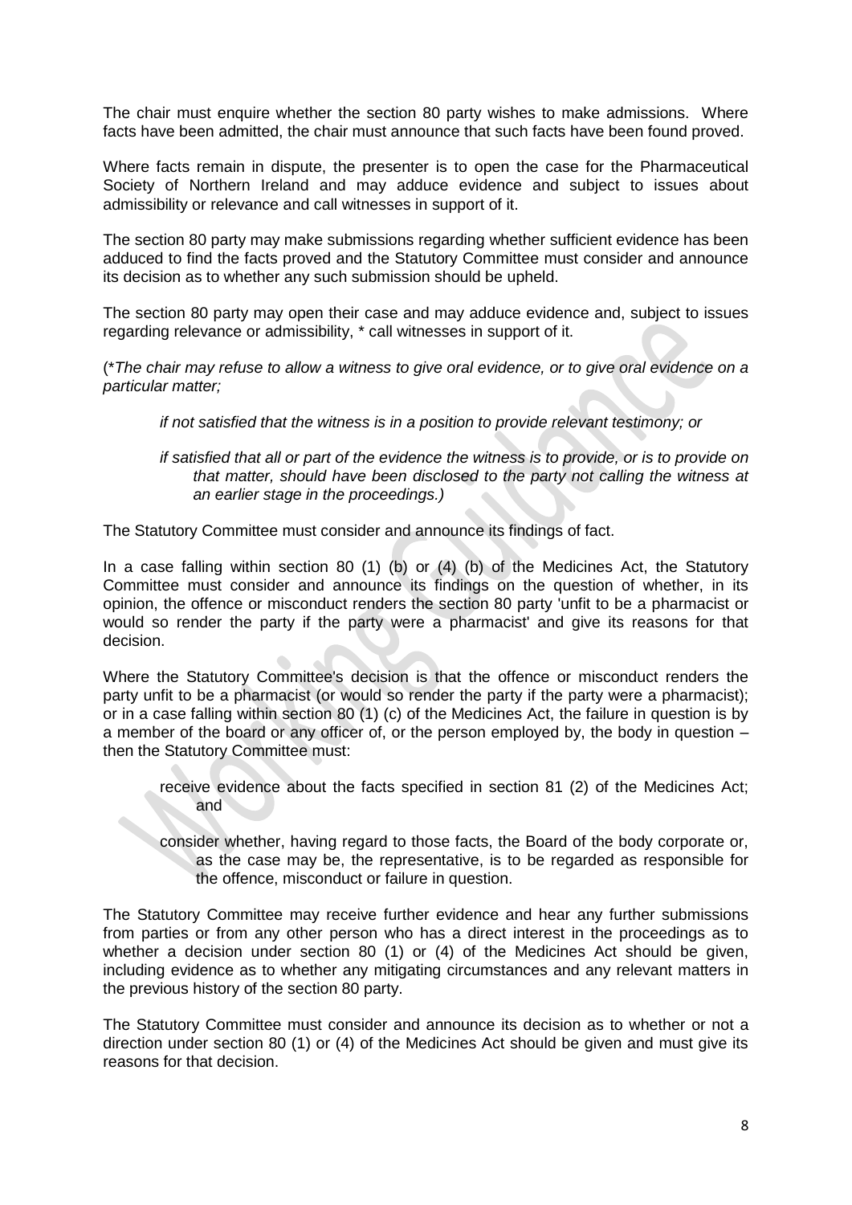The chair must enquire whether the section 80 party wishes to make admissions. Where facts have been admitted, the chair must announce that such facts have been found proved.

Where facts remain in dispute, the presenter is to open the case for the Pharmaceutical Society of Northern Ireland and may adduce evidence and subject to issues about admissibility or relevance and call witnesses in support of it.

The section 80 party may make submissions regarding whether sufficient evidence has been adduced to find the facts proved and the Statutory Committee must consider and announce its decision as to whether any such submission should be upheld.

The section 80 party may open their case and may adduce evidence and, subject to issues regarding relevance or admissibility, * call witnesses in support of it.

(**The chair may refuse to allow a witness to give oral evidence, or to give oral evidence on a particular matter;*

> *if not satisfied that the witness is in a position to provide relevant testimony; or*
>
> *if satisfied that all or part of the evidence the witness is to provide, or is to provide on that matter, should have been disclosed to the party not calling the witness at an earlier stage in the proceedings.)*

The Statutory Committee must consider and announce its findings of fact.

In a case falling within section 80 (1) (b) or (4) (b) of the Medicines Act, the Statutory Committee must consider and announce its findings on the question of whether, in its opinion, the offence or misconduct renders the section 80 party 'unfit to be a pharmacist or would so render the party if the party were a pharmacist' and give its reasons for that decision.

Where the Statutory Committee's decision is that the offence or misconduct renders the party unfit to be a pharmacist (or would so render the party if the party were a pharmacist); or in a case falling within section 80 (1) (c) of the Medicines Act, the failure in question is by a member of the board or any officer of, or the person employed by, the body in question – then the Statutory Committee must:

> receive evidence about the facts specified in section 81 (2) of the Medicines Act; and
>
> consider whether, having regard to those facts, the Board of the body corporate or, as the case may be, the representative, is to be regarded as responsible for the offence, misconduct or failure in question.

The Statutory Committee may receive further evidence and hear any further submissions from parties or from any other person who has a direct interest in the proceedings as to whether a decision under section 80 (1) or (4) of the Medicines Act should be given, including evidence as to whether any mitigating circumstances and any relevant matters in the previous history of the section 80 party.

The Statutory Committee must consider and announce its decision as to whether or not a direction under section 80 (1) or (4) of the Medicines Act should be given and must give its reasons for that decision.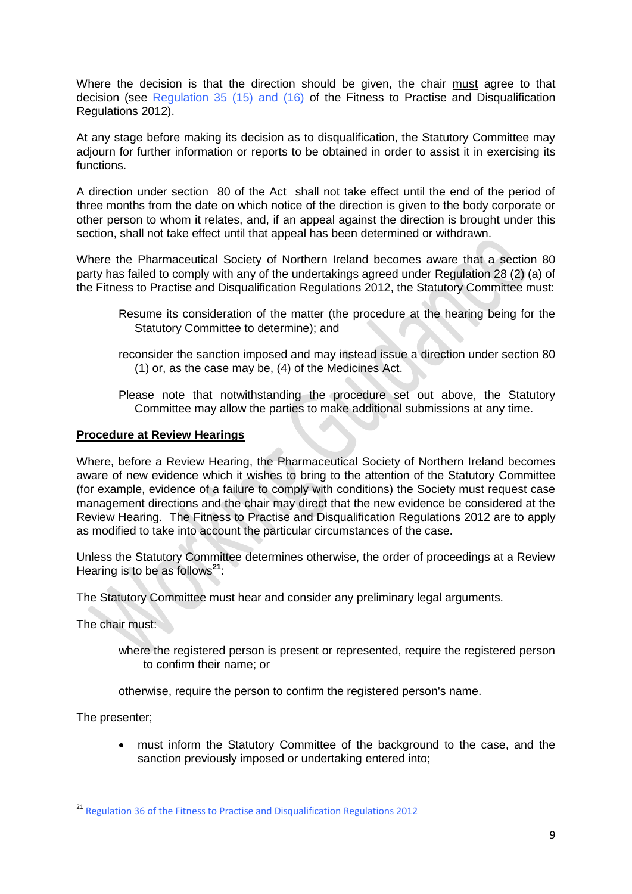Where the decision is that the direction should be given, the chair must agree to that decision (see Regulation 35 (15) and (16) of the Fitness to Practise and Disqualification Regulations 2012).

At any stage before making its decision as to disqualification, the Statutory Committee may adjourn for further information or reports to be obtained in order to assist it in exercising its functions.

A direction under section 80 of the Act shall not take effect until the end of the period of three months from the date on which notice of the direction is given to the body corporate or other person to whom it relates, and, if an appeal against the direction is brought under this section, shall not take effect until that appeal has been determined or withdrawn.

Where the Pharmaceutical Society of Northern Ireland becomes aware that a section 80 party has failed to comply with any of the undertakings agreed under Regulation 28 (2) (a) of the Fitness to Practise and Disqualification Regulations 2012, the Statutory Committee must:

> Resume its consideration of the matter (the procedure at the hearing being for the Statutory Committee to determine); and
>
> reconsider the sanction imposed and may instead issue a direction under section 80 (1) or, as the case may be, (4) of the Medicines Act.
>
> Please note that notwithstanding the procedure set out above, the Statutory Committee may allow the parties to make additional submissions at any time.

**Procedure at Review Hearings**

Where, before a Review Hearing, the Pharmaceutical Society of Northern Ireland becomes aware of new evidence which it wishes to bring to the attention of the Statutory Committee (for example, evidence of a failure to comply with conditions) the Society must request case management directions and the chair may direct that the new evidence be considered at the Review Hearing. The Fitness to Practise and Disqualification Regulations 2012 are to apply as modified to take into account the particular circumstances of the case.

Unless the Statutory Committee determines otherwise, the order of proceedings at a Review Hearing is to be as follows[21]:

The Statutory Committee must hear and consider any preliminary legal arguments.

The chair must:

> where the registered person is present or represented, require the registered person to confirm their name; or
>
> otherwise, require the person to confirm the registered person's name.

The presenter;

- must inform the Statutory Committee of the background to the case, and the sanction previously imposed or undertaking entered into;

[21] Regulation 36 of the Fitness to Practise and Disqualification Regulations 2012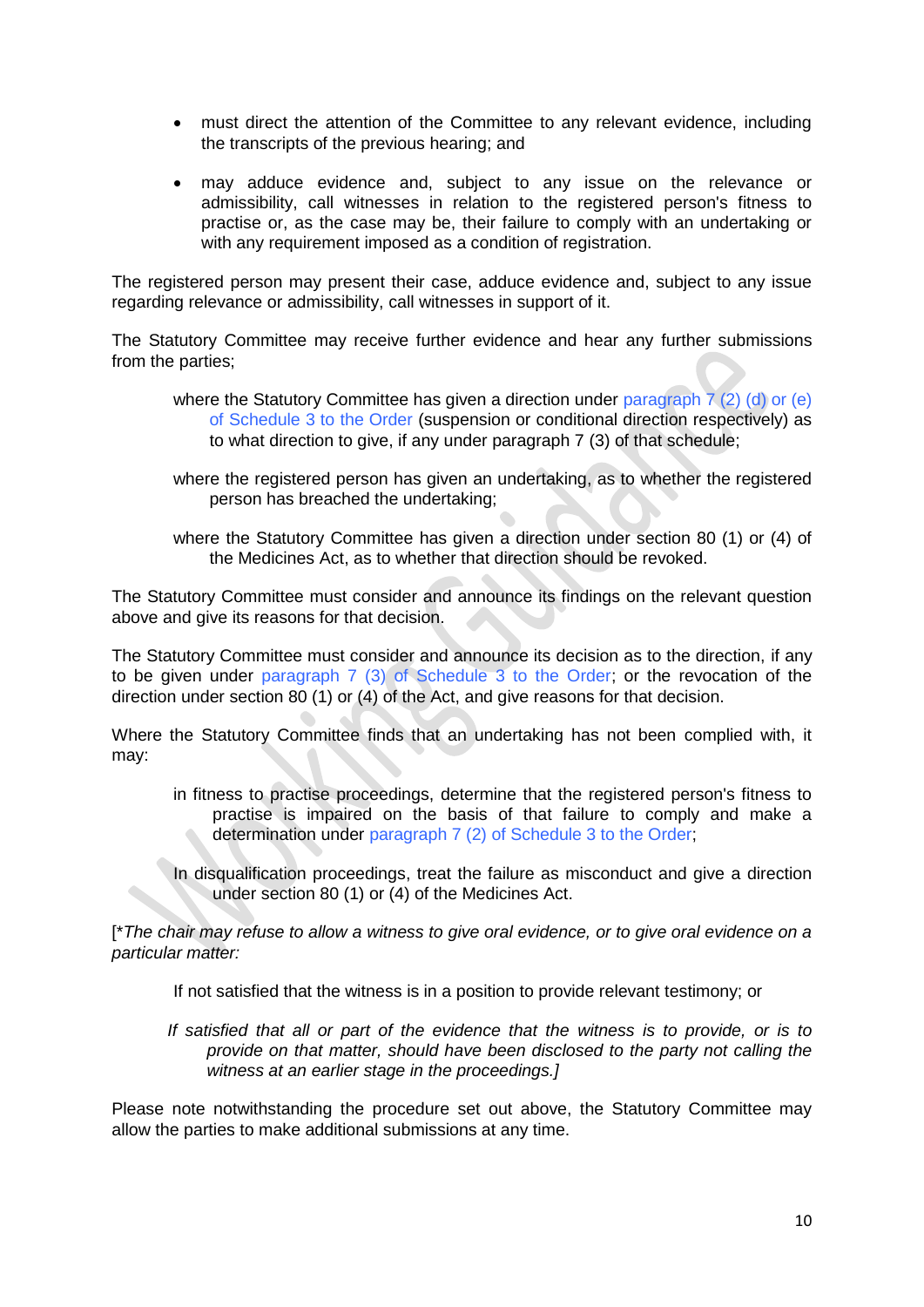- must direct the attention of the Committee to any relevant evidence, including the transcripts of the previous hearing; and
- may adduce evidence and, subject to any issue on the relevance or admissibility, call witnesses in relation to the registered person's fitness to practise or, as the case may be, their failure to comply with an undertaking or with any requirement imposed as a condition of registration.

The registered person may present their case, adduce evidence and, subject to any issue regarding relevance or admissibility, call witnesses in support of it.

The Statutory Committee may receive further evidence and hear any further submissions from the parties;

> where the Statutory Committee has given a direction under paragraph 7 (2) (d) or (e) of Schedule 3 to the Order (suspension or conditional direction respectively) as to what direction to give, if any under paragraph 7 (3) of that schedule;
>
> where the registered person has given an undertaking, as to whether the registered person has breached the undertaking;
>
> where the Statutory Committee has given a direction under section 80 (1) or (4) of the Medicines Act, as to whether that direction should be revoked.

The Statutory Committee must consider and announce its findings on the relevant question above and give its reasons for that decision.

The Statutory Committee must consider and announce its decision as to the direction, if any to be given under paragraph 7 (3) of Schedule 3 to the Order; or the revocation of the direction under section 80 (1) or (4) of the Act, and give reasons for that decision.

Where the Statutory Committee finds that an undertaking has not been complied with, it may:

> in fitness to practise proceedings, determine that the registered person's fitness to practise is impaired on the basis of that failure to comply and make a determination under paragraph 7 (2) of Schedule 3 to the Order;
>
> In disqualification proceedings, treat the failure as misconduct and give a direction under section 80 (1) or (4) of the Medicines Act.

[**The chair may refuse to allow a witness to give oral evidence, or to give oral evidence on a particular matter:*

> If not satisfied that the witness is in a position to provide relevant testimony; or
>
> *If satisfied that all or part of the evidence that the witness is to provide, or is to provide on that matter, should have been disclosed to the party not calling the witness at an earlier stage in the proceedings.]*

Please note notwithstanding the procedure set out above, the Statutory Committee may allow the parties to make additional submissions at any time.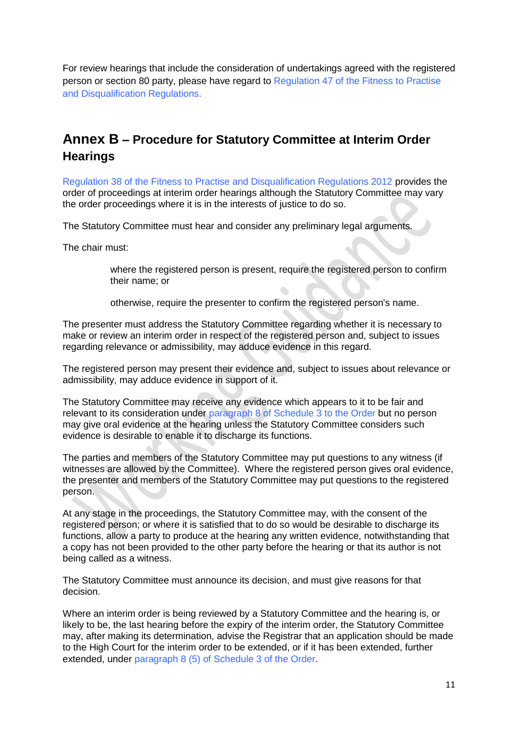For review hearings that include the consideration of undertakings agreed with the registered person or section 80 party, please have regard to Regulation 47 of the Fitness to Practise and Disqualification Regulations.

## Annex B – Procedure for Statutory Committee at Interim Order Hearings

Regulation 38 of the Fitness to Practise and Disqualification Regulations 2012 provides the order of proceedings at interim order hearings although the Statutory Committee may vary the order proceedings where it is in the interests of justice to do so.

The Statutory Committee must hear and consider any preliminary legal arguments.

The chair must:

> where the registered person is present, require the registered person to confirm their name; or
>
> otherwise, require the presenter to confirm the registered person's name.

The presenter must address the Statutory Committee regarding whether it is necessary to make or review an interim order in respect of the registered person and, subject to issues regarding relevance or admissibility, may adduce evidence in this regard.

The registered person may present their evidence and, subject to issues about relevance or admissibility, may adduce evidence in support of it.

The Statutory Committee may receive any evidence which appears to it to be fair and relevant to its consideration under paragraph 8 of Schedule 3 to the Order but no person may give oral evidence at the hearing unless the Statutory Committee considers such evidence is desirable to enable it to discharge its functions.

The parties and members of the Statutory Committee may put questions to any witness (if witnesses are allowed by the Committee). Where the registered person gives oral evidence, the presenter and members of the Statutory Committee may put questions to the registered person.

At any stage in the proceedings, the Statutory Committee may, with the consent of the registered person; or where it is satisfied that to do so would be desirable to discharge its functions, allow a party to produce at the hearing any written evidence, notwithstanding that a copy has not been provided to the other party before the hearing or that its author is not being called as a witness.

The Statutory Committee must announce its decision, and must give reasons for that decision.

Where an interim order is being reviewed by a Statutory Committee and the hearing is, or likely to be, the last hearing before the expiry of the interim order, the Statutory Committee may, after making its determination, advise the Registrar that an application should be made to the High Court for the interim order to be extended, or if it has been extended, further extended, under paragraph 8 (5) of Schedule 3 of the Order.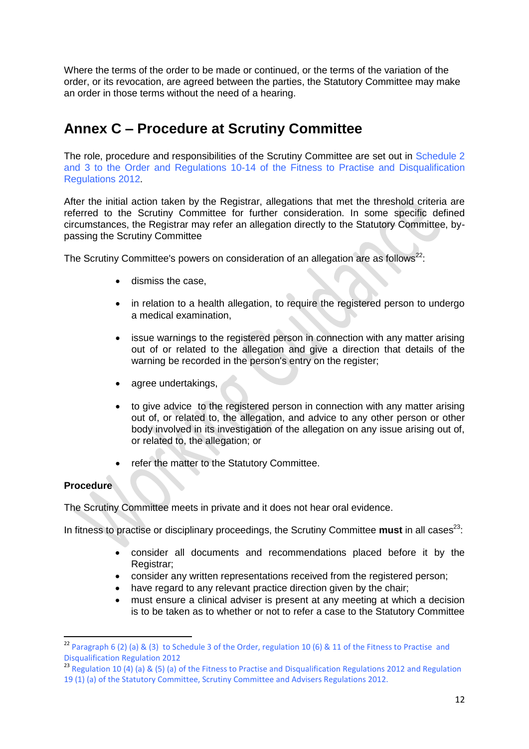Where the terms of the order to be made or continued, or the terms of the variation of the order, or its revocation, are agreed between the parties, the Statutory Committee may make an order in those terms without the need of a hearing.

## Annex C – Procedure at Scrutiny Committee

The role, procedure and responsibilities of the Scrutiny Committee are set out in Schedule 2 and 3 to the Order and Regulations 10-14 of the Fitness to Practise and Disqualification Regulations 2012.

After the initial action taken by the Registrar, allegations that met the threshold criteria are referred to the Scrutiny Committee for further consideration. In some specific defined circumstances, the Registrar may refer an allegation directly to the Statutory Committee, by-passing the Scrutiny Committee

The Scrutiny Committee's powers on consideration of an allegation are as follows[22]:

- dismiss the case,
- in relation to a health allegation, to require the registered person to undergo a medical examination,
- issue warnings to the registered person in connection with any matter arising out of or related to the allegation and give a direction that details of the warning be recorded in the person's entry on the register;
- agree undertakings,
- to give advice to the registered person in connection with any matter arising out of, or related to, the allegation, and advice to any other person or other body involved in its investigation of the allegation on any issue arising out of, or related to, the allegation; or
- refer the matter to the Statutory Committee.

**Procedure**

The Scrutiny Committee meets in private and it does not hear oral evidence.

In fitness to practise or disciplinary proceedings, the Scrutiny Committee **must** in all cases[23]:

- consider all documents and recommendations placed before it by the Registrar;
- consider any written representations received from the registered person;
- have regard to any relevant practice direction given by the chair;
- must ensure a clinical adviser is present at any meeting at which a decision is to be taken as to whether or not to refer a case to the Statutory Committee

---

[22] Paragraph 6 (2) (a) & (3) to Schedule 3 of the Order, regulation 10 (6) & 11 of the Fitness to Practise and Disqualification Regulation 2012

[23] Regulation 10 (4) (a) & (5) (a) of the Fitness to Practise and Disqualification Regulations 2012 and Regulation 19 (1) (a) of the Statutory Committee, Scrutiny Committee and Advisers Regulations 2012.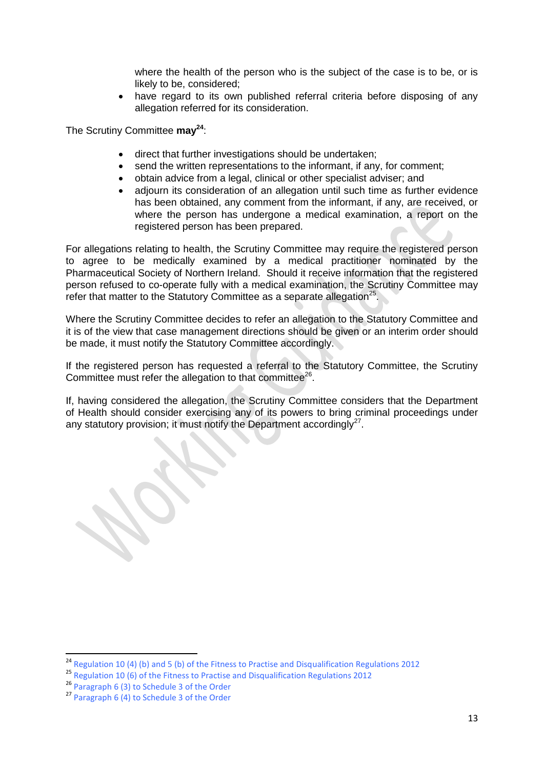where the health of the person who is the subject of the case is to be, or is likely to be, considered;

- have regard to its own published referral criteria before disposing of any allegation referred for its consideration.

The Scrutiny Committee **may**[24]:

- direct that further investigations should be undertaken;
- send the written representations to the informant, if any, for comment;
- obtain advice from a legal, clinical or other specialist adviser; and
- adjourn its consideration of an allegation until such time as further evidence has been obtained, any comment from the informant, if any, are received, or where the person has undergone a medical examination, a report on the registered person has been prepared.

For allegations relating to health, the Scrutiny Committee may require the registered person to agree to be medically examined by a medical practitioner nominated by the Pharmaceutical Society of Northern Ireland. Should it receive information that the registered person refused to co-operate fully with a medical examination, the Scrutiny Committee may refer that matter to the Statutory Committee as a separate allegation[25].

Where the Scrutiny Committee decides to refer an allegation to the Statutory Committee and it is of the view that case management directions should be given or an interim order should be made, it must notify the Statutory Committee accordingly.

If the registered person has requested a referral to the Statutory Committee, the Scrutiny Committee must refer the allegation to that committee[26].

If, having considered the allegation, the Scrutiny Committee considers that the Department of Health should consider exercising any of its powers to bring criminal proceedings under any statutory provision; it must notify the Department accordingly[27].

---

[24] Regulation 10 (4) (b) and 5 (b) of the Fitness to Practise and Disqualification Regulations 2012

[25] Regulation 10 (6) of the Fitness to Practise and Disqualification Regulations 2012

[26] Paragraph 6 (3) to Schedule 3 of the Order

[27] Paragraph 6 (4) to Schedule 3 of the Order